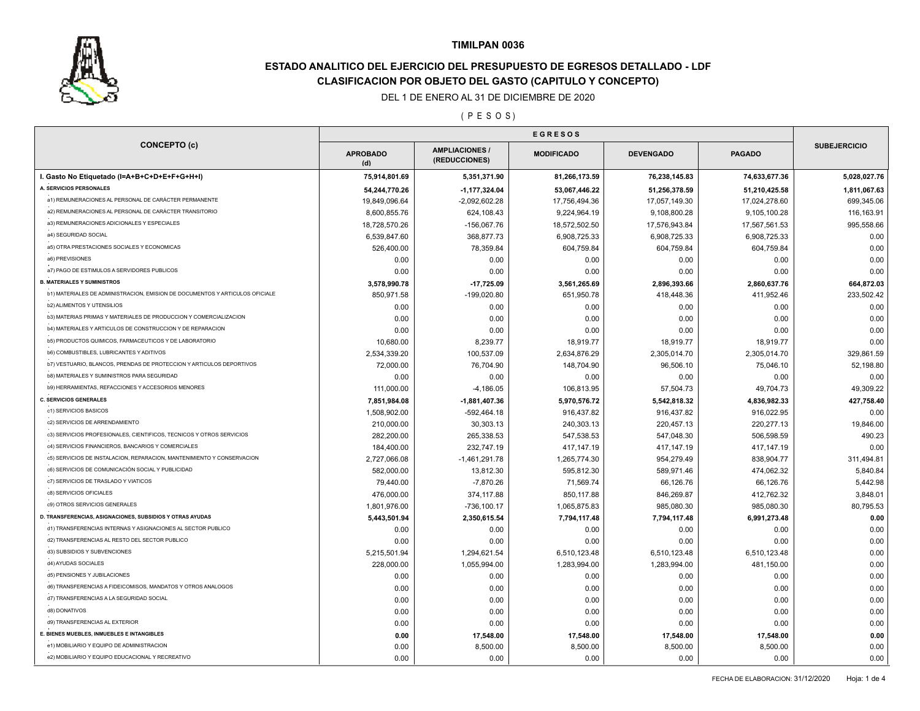# TIMILPAN 0036

## ESTADO ANALITICO DEL EJERCICIO DEL PRESUPUESTO DE EGRESOS DETALLADO - LDF
## CLASIFICACION POR OBJETO DEL GASTO (CAPITULO Y CONCEPTO)

DEL 1 DE ENERO AL 31 DE DICIEMBRE DE 2020

( P E S O S )

| CONCEPTO (c) | EGRESOS | | | | | SUBEJERCICIO |
|---|---|---|---|---|---|---|
| | APROBADO (d) | AMPLIACIONES / (REDUCCIONES) | MODIFICADO | DEVENGADO | PAGADO | |
| **I. Gasto No Etiquetado (I=A+B+C+D+E+F+G+H+I)** | **75,914,801.69** | **5,351,371.90** | **81,266,173.59** | **76,238,145.83** | **74,633,677.36** | **5,028,027.76** |
| **A. SERVICIOS PERSONALES** | **54,244,770.26** | **-1,177,324.04** | **53,067,446.22** | **51,256,378.59** | **51,210,425.58** | **1,811,067.63** |
| a1) REMUNERACIONES AL PERSONAL DE CARÁCTER PERMANENTE | 19,849,096.64 | -2,092,602.28 | 17,756,494.36 | 17,057,149.30 | 17,024,278.60 | 699,345.06 |
| a2) REMUNERACIONES AL PERSONAL DE CARÁCTER TRANSITORIO | 8,600,855.76 | 624,108.43 | 9,224,964.19 | 9,108,800.28 | 9,105,100.28 | 116,163.91 |
| a3) REMUNERACIONES ADICIONALES Y ESPECIALES | 18,728,570.26 | -156,067.76 | 18,572,502.50 | 17,576,943.84 | 17,567,561.53 | 995,558.66 |
| a4) SEGURIDAD SOCIAL | 6,539,847.60 | 368,877.73 | 6,908,725.33 | 6,908,725.33 | 6,908,725.33 | 0.00 |
| a5) OTRA PRESTACIONES SOCIALES Y ECONOMICAS | 526,400.00 | 78,359.84 | 604,759.84 | 604,759.84 | 604,759.84 | 0.00 |
| a6) PREVISIONES | 0.00 | 0.00 | 0.00 | 0.00 | 0.00 | 0.00 |
| a7) PAGO DE ESTIMULOS A SERVIDORES PUBLICOS | 0.00 | 0.00 | 0.00 | 0.00 | 0.00 | 0.00 |
| **B. MATERIALES Y SUMINISTROS** | **3,578,990.78** | **-17,725.09** | **3,561,265.69** | **2,896,393.66** | **2,860,637.76** | **664,872.03** |
| b1) MATERIALES DE ADMINISTRACION, EMISION DE DOCUMENTOS Y ARTICULOS OFICIALE | 850,971.58 | -199,020.80 | 651,950.78 | 418,448.36 | 411,952.46 | 233,502.42 |
| b2) ALIMENTOS Y UTENSILIOS | 0.00 | 0.00 | 0.00 | 0.00 | 0.00 | 0.00 |
| b3) MATERIAS PRIMAS Y MATERIALES DE PRODUCCION Y COMERCIALIZACION | 0.00 | 0.00 | 0.00 | 0.00 | 0.00 | 0.00 |
| b4) MATERIALES Y ARTICULOS DE CONSTRUCCION Y DE REPARACION | 0.00 | 0.00 | 0.00 | 0.00 | 0.00 | 0.00 |
| b5) PRODUCTOS QUIMICOS, FARMACEUTICOS Y DE LABORATORIO | 10,680.00 | 8,239.77 | 18,919.77 | 18,919.77 | 18,919.77 | 0.00 |
| b6) COMBUSTIBLES, LUBRICANTES Y ADITIVOS | 2,534,339.20 | 100,537.09 | 2,634,876.29 | 2,305,014.70 | 2,305,014.70 | 329,861.59 |
| b7) VESTUARIO, BLANCOS, PRENDAS DE PROTECCION Y ARTICULOS DEPORTIVOS | 72,000.00 | 76,704.90 | 148,704.90 | 96,506.10 | 75,046.10 | 52,198.80 |
| b8) MATERIALES Y SUMINISTROS PARA SEGURIDAD | 0.00 | 0.00 | 0.00 | 0.00 | 0.00 | 0.00 |
| b9) HERRAMIENTAS, REFACCIONES Y ACCESORIOS MENORES | 111,000.00 | -4,186.05 | 106,813.95 | 57,504.73 | 49,704.73 | 49,309.22 |
| **C. SERVICIOS GENERALES** | **7,851,984.08** | **-1,881,407.36** | **5,970,576.72** | **5,542,818.32** | **4,836,982.33** | **427,758.40** |
| c1) SERVICIOS BASICOS | 1,508,902.00 | -592,464.18 | 916,437.82 | 916,437.82 | 916,022.95 | 0.00 |
| c2) SERVICIOS DE ARRENDAMIENTO | 210,000.00 | 30,303.13 | 240,303.13 | 220,457.13 | 220,277.13 | 19,846.00 |
| c3) SERVICIOS PROFESIONALES, CIENTIFICOS, TECNICOS Y OTROS SERVICIOS | 282,200.00 | 265,338.53 | 547,538.53 | 547,048.30 | 506,598.59 | 490.23 |
| c4) SERVICIOS FINANCIEROS, BANCARIOS Y COMERCIALES | 184,400.00 | 232,747.19 | 417,147.19 | 417,147.19 | 417,147.19 | 0.00 |
| c5) SERVICIOS DE INSTALACION, REPARACION, MANTENIMIENTO Y CONSERVACION | 2,727,066.08 | -1,461,291.78 | 1,265,774.30 | 954,279.49 | 838,904.77 | 311,494.81 |
| c6) SERVICIOS DE COMUNICACIÓN SOCIAL Y PUBLICIDAD | 582,000.00 | 13,812.30 | 595,812.30 | 589,971.46 | 474,062.32 | 5,840.84 |
| c7) SERVICIOS DE TRASLADO Y VIATICOS | 79,440.00 | -7,870.26 | 71,569.74 | 66,126.76 | 66,126.76 | 5,442.98 |
| c8) SERVICIOS OFICIALES | 476,000.00 | 374,117.88 | 850,117.88 | 846,269.87 | 412,762.32 | 3,848.01 |
| c9) OTROS SERVICIOS GENERALES | 1,801,976.00 | -736,100.17 | 1,065,875.83 | 985,080.30 | 985,080.30 | 80,795.53 |
| **D. TRANSFERENCIAS, ASIGNACIONES, SUBSIDIOS Y OTRAS AYUDAS** | **5,443,501.94** | **2,350,615.54** | **7,794,117.48** | **7,794,117.48** | **6,991,273.48** | **0.00** |
| d1) TRANSFERENCIAS INTERNAS Y ASIGNACIONES AL SECTOR PUBLICO | 0.00 | 0.00 | 0.00 | 0.00 | 0.00 | 0.00 |
| d2) TRANSFERENCIAS AL RESTO DEL SECTOR PUBLICO | 0.00 | 0.00 | 0.00 | 0.00 | 0.00 | 0.00 |
| d3) SUBSIDIOS Y SUBVENCIONES | 5,215,501.94 | 1,294,621.54 | 6,510,123.48 | 6,510,123.48 | 6,510,123.48 | 0.00 |
| d4) AYUDAS SOCIALES | 228,000.00 | 1,055,994.00 | 1,283,994.00 | 1,283,994.00 | 481,150.00 | 0.00 |
| d5) PENSIONES Y JUBILACIONES | 0.00 | 0.00 | 0.00 | 0.00 | 0.00 | 0.00 |
| d6) TRANSFERENCIAS A FIDEICOMISOS, MANDATOS Y OTROS ANALOGOS | 0.00 | 0.00 | 0.00 | 0.00 | 0.00 | 0.00 |
| d7) TRANSFERENCIAS A LA SEGURIDAD SOCIAL | 0.00 | 0.00 | 0.00 | 0.00 | 0.00 | 0.00 |
| d8) DONATIVOS | 0.00 | 0.00 | 0.00 | 0.00 | 0.00 | 0.00 |
| d9) TRANSFERENCIAS AL EXTERIOR | 0.00 | 0.00 | 0.00 | 0.00 | 0.00 | 0.00 |
| **E. BIENES MUEBLES, INMUEBLES E INTANGIBLES** | **0.00** | **17,548.00** | **17,548.00** | **17,548.00** | **17,548.00** | **0.00** |
| e1) MOBILIARIO Y EQUIPO DE ADMINISTRACION | 0.00 | 8,500.00 | 8,500.00 | 8,500.00 | 8,500.00 | 0.00 |
| e2) MOBILIARIO Y EQUIPO EDUCACIONAL Y RECREATIVO | 0.00 | 0.00 | 0.00 | 0.00 | 0.00 | 0.00 |

FECHA DE ELABORACION: 31/12/2020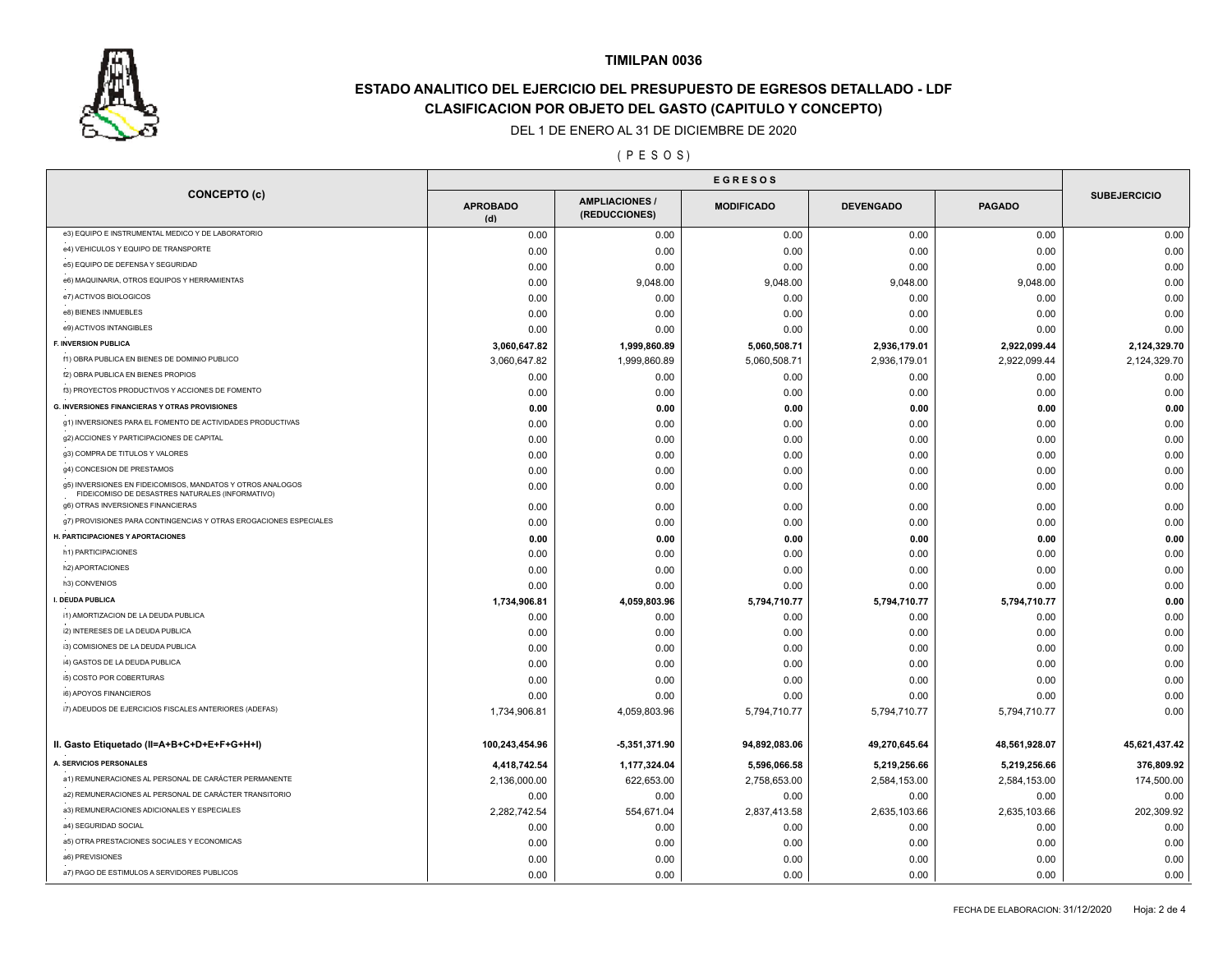# TIMILPAN 0036

## ESTADO ANALITICO DEL EJERCICIO DEL PRESUPUESTO DE EGRESOS DETALLADO - LDF

## CLASIFICACION POR OBJETO DEL GASTO (CAPITULO Y CONCEPTO)

DEL 1 DE ENERO AL 31 DE DICIEMBRE DE 2020

( P E S O S )

| CONCEPTO (c) | EGRESOS | | | | | SUBEJERCICIO |
|---|---|---|---|---|---|---|
| | APROBADO (d) | AMPLIACIONES / (REDUCCIONES) | MODIFICADO | DEVENGADO | PAGADO | |
| e3) EQUIPO E INSTRUMENTAL MEDICO Y DE LABORATORIO | 0.00 | 0.00 | 0.00 | 0.00 | 0.00 | 0.00 |
| e4) VEHICULOS Y EQUIPO DE TRANSPORTE | 0.00 | 0.00 | 0.00 | 0.00 | 0.00 | 0.00 |
| e5) EQUIPO DE DEFENSA Y SEGURIDAD | 0.00 | 0.00 | 0.00 | 0.00 | 0.00 | 0.00 |
| e6) MAQUINARIA, OTROS EQUIPOS Y HERRAMIENTAS | 0.00 | 9,048.00 | 9,048.00 | 9,048.00 | 9,048.00 | 0.00 |
| e7) ACTIVOS BIOLOGICOS | 0.00 | 0.00 | 0.00 | 0.00 | 0.00 | 0.00 |
| e8) BIENES INMUEBLES | 0.00 | 0.00 | 0.00 | 0.00 | 0.00 | 0.00 |
| e9) ACTIVOS INTANGIBLES | 0.00 | 0.00 | 0.00 | 0.00 | 0.00 | 0.00 |
| **F. INVERSION PUBLICA** | **3,060,647.82** | **1,999,860.89** | **5,060,508.71** | **2,936,179.01** | **2,922,099.44** | **2,124,329.70** |
| f1) OBRA PUBLICA EN BIENES DE DOMINIO PUBLICO | 3,060,647.82 | 1,999,860.89 | 5,060,508.71 | 2,936,179.01 | 2,922,099.44 | 2,124,329.70 |
| f2) OBRA PUBLICA EN BIENES PROPIOS | 0.00 | 0.00 | 0.00 | 0.00 | 0.00 | 0.00 |
| f3) PROYECTOS PRODUCTIVOS Y ACCIONES DE FOMENTO | 0.00 | 0.00 | 0.00 | 0.00 | 0.00 | 0.00 |
| **G. INVERSIONES FINANCIERAS Y OTRAS PROVISIONES** | **0.00** | **0.00** | **0.00** | **0.00** | **0.00** | **0.00** |
| g1) INVERSIONES PARA EL FOMENTO DE ACTIVIDADES PRODUCTIVAS | 0.00 | 0.00 | 0.00 | 0.00 | 0.00 | 0.00 |
| g2) ACCIONES Y PARTICIPACIONES DE CAPITAL | 0.00 | 0.00 | 0.00 | 0.00 | 0.00 | 0.00 |
| g3) COMPRA DE TITULOS Y VALORES | 0.00 | 0.00 | 0.00 | 0.00 | 0.00 | 0.00 |
| g4) CONCESION DE PRESTAMOS | 0.00 | 0.00 | 0.00 | 0.00 | 0.00 | 0.00 |
| g5) INVERSIONES EN FIDEICOMISOS, MANDATOS Y OTROS ANALOGOS FIDEICOMISO DE DESASTRES NATURALES (INFORMATIVO) | 0.00 | 0.00 | 0.00 | 0.00 | 0.00 | 0.00 |
| g6) OTRAS INVERSIONES FINANCIERAS | 0.00 | 0.00 | 0.00 | 0.00 | 0.00 | 0.00 |
| g7) PROVISIONES PARA CONTINGENCIAS Y OTRAS EROGACIONES ESPECIALES | 0.00 | 0.00 | 0.00 | 0.00 | 0.00 | 0.00 |
| **H. PARTICIPACIONES Y APORTACIONES** | **0.00** | **0.00** | **0.00** | **0.00** | **0.00** | **0.00** |
| h1) PARTICIPACIONES | 0.00 | 0.00 | 0.00 | 0.00 | 0.00 | 0.00 |
| h2) APORTACIONES | 0.00 | 0.00 | 0.00 | 0.00 | 0.00 | 0.00 |
| h3) CONVENIOS | 0.00 | 0.00 | 0.00 | 0.00 | 0.00 | 0.00 |
| **I. DEUDA PUBLICA** | **1,734,906.81** | **4,059,803.96** | **5,794,710.77** | **5,794,710.77** | **5,794,710.77** | **0.00** |
| i1) AMORTIZACION DE LA DEUDA PUBLICA | 0.00 | 0.00 | 0.00 | 0.00 | 0.00 | 0.00 |
| i2) INTERESES DE LA DEUDA PUBLICA | 0.00 | 0.00 | 0.00 | 0.00 | 0.00 | 0.00 |
| i3) COMISIONES DE LA DEUDA PUBLICA | 0.00 | 0.00 | 0.00 | 0.00 | 0.00 | 0.00 |
| i4) GASTOS DE LA DEUDA PUBLICA | 0.00 | 0.00 | 0.00 | 0.00 | 0.00 | 0.00 |
| i5) COSTO POR COBERTURAS | 0.00 | 0.00 | 0.00 | 0.00 | 0.00 | 0.00 |
| i6) APOYOS FINANCIEROS | 0.00 | 0.00 | 0.00 | 0.00 | 0.00 | 0.00 |
| i7) ADEUDOS DE EJERCICIOS FISCALES ANTERIORES (ADEFAS) | 1,734,906.81 | 4,059,803.96 | 5,794,710.77 | 5,794,710.77 | 5,794,710.77 | 0.00 |
| **II. Gasto Etiquetado (II=A+B+C+D+E+F+G+H+I)** | **100,243,454.96** | **-5,351,371.90** | **94,892,083.06** | **49,270,645.64** | **48,561,928.07** | **45,621,437.42** |
| **A. SERVICIOS PERSONALES** | **4,418,742.54** | **1,177,324.04** | **5,596,066.58** | **5,219,256.66** | **5,219,256.66** | **376,809.92** |
| a1) REMUNERACIONES AL PERSONAL DE CARÁCTER PERMANENTE | 2,136,000.00 | 622,653.00 | 2,758,653.00 | 2,584,153.00 | 2,584,153.00 | 174,500.00 |
| a2) REMUNERACIONES AL PERSONAL DE CARÁCTER TRANSITORIO | 0.00 | 0.00 | 0.00 | 0.00 | 0.00 | 0.00 |
| a3) REMUNERACIONES ADICIONALES Y ESPECIALES | 2,282,742.54 | 554,671.04 | 2,837,413.58 | 2,635,103.66 | 2,635,103.66 | 202,309.92 |
| a4) SEGURIDAD SOCIAL | 0.00 | 0.00 | 0.00 | 0.00 | 0.00 | 0.00 |
| a5) OTRA PRESTACIONES SOCIALES Y ECONOMICAS | 0.00 | 0.00 | 0.00 | 0.00 | 0.00 | 0.00 |
| a6) PREVISIONES | 0.00 | 0.00 | 0.00 | 0.00 | 0.00 | 0.00 |
| a7) PAGO DE ESTIMULOS A SERVIDORES PUBLICOS | 0.00 | 0.00 | 0.00 | 0.00 | 0.00 | 0.00 |

FECHA DE ELABORACION: 31/12/2020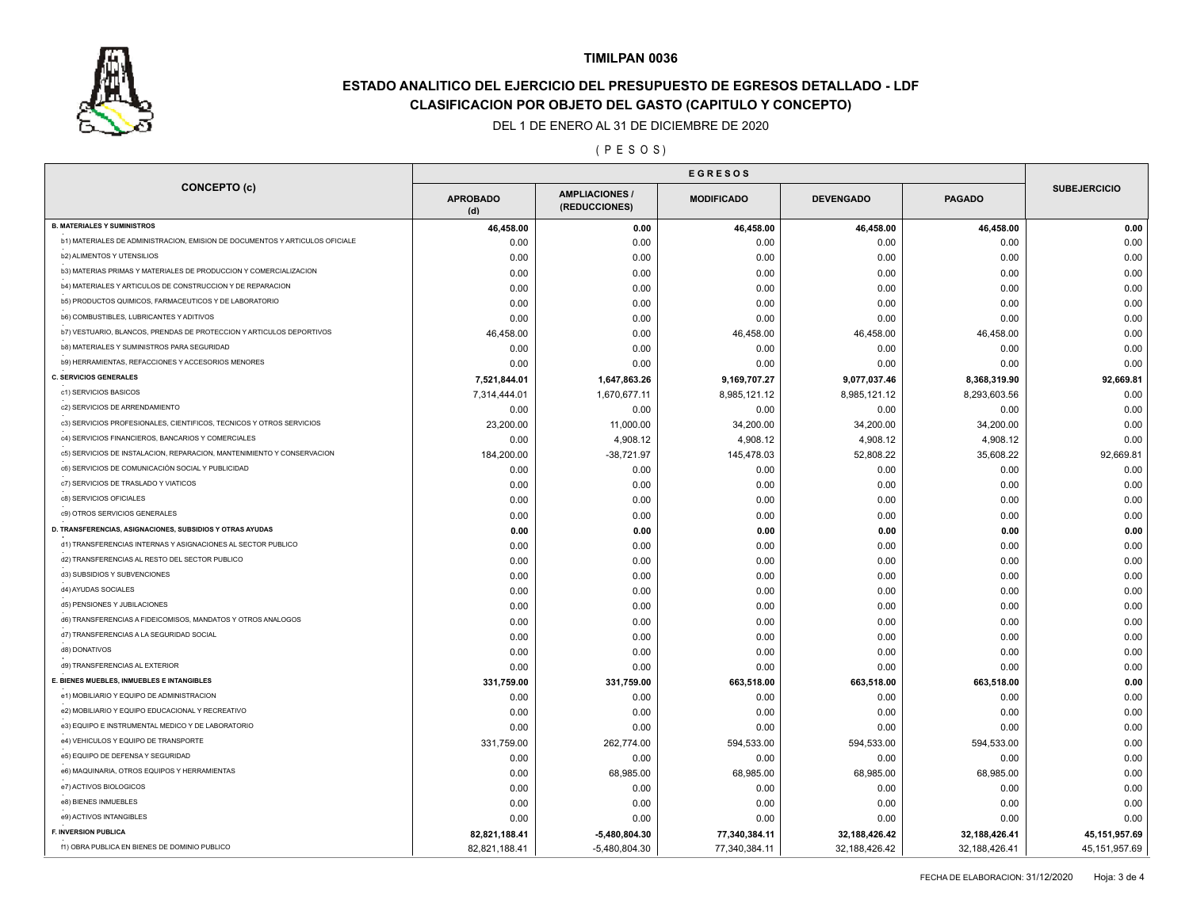# TIMILPAN 0036

## ESTADO ANALITICO DEL EJERCICIO DEL PRESUPUESTO DE EGRESOS DETALLADO - LDF

## CLASIFICACION POR OBJETO DEL GASTO (CAPITULO Y CONCEPTO)

DEL 1 DE ENERO AL 31 DE DICIEMBRE DE 2020

( P E S O S )

| CONCEPTO (c) | EGRESOS | | | | | SUBEJERCICIO |
|---|---|---|---|---|---|---|
| | APROBADO (d) | AMPLIACIONES / (REDUCCIONES) | MODIFICADO | DEVENGADO | PAGADO | |
| **B. MATERIALES Y SUMINISTROS** | **46,458.00** | **0.00** | **46,458.00** | **46,458.00** | **46,458.00** | **0.00** |
| b1) MATERIALES DE ADMINISTRACION, EMISION DE DOCUMENTOS Y ARTICULOS OFICIALE | 0.00 | 0.00 | 0.00 | 0.00 | 0.00 | 0.00 |
| b2) ALIMENTOS Y UTENSILIOS | 0.00 | 0.00 | 0.00 | 0.00 | 0.00 | 0.00 |
| b3) MATERIAS PRIMAS Y MATERIALES DE PRODUCCION Y COMERCIALIZACION | 0.00 | 0.00 | 0.00 | 0.00 | 0.00 | 0.00 |
| b4) MATERIALES Y ARTICULOS DE CONSTRUCCION Y DE REPARACION | 0.00 | 0.00 | 0.00 | 0.00 | 0.00 | 0.00 |
| b5) PRODUCTOS QUIMICOS, FARMACEUTICOS Y DE LABORATORIO | 0.00 | 0.00 | 0.00 | 0.00 | 0.00 | 0.00 |
| b6) COMBUSTIBLES, LUBRICANTES Y ADITIVOS | 0.00 | 0.00 | 0.00 | 0.00 | 0.00 | 0.00 |
| b7) VESTUARIO, BLANCOS, PRENDAS DE PROTECCION Y ARTICULOS DEPORTIVOS | 46,458.00 | 0.00 | 46,458.00 | 46,458.00 | 46,458.00 | 0.00 |
| b8) MATERIALES Y SUMINISTROS PARA SEGURIDAD | 0.00 | 0.00 | 0.00 | 0.00 | 0.00 | 0.00 |
| b9) HERRAMIENTAS, REFACCIONES Y ACCESORIOS MENORES | 0.00 | 0.00 | 0.00 | 0.00 | 0.00 | 0.00 |
| **C. SERVICIOS GENERALES** | **7,521,844.01** | **1,647,863.26** | **9,169,707.27** | **9,077,037.46** | **8,368,319.90** | **92,669.81** |
| c1) SERVICIOS BASICOS | 7,314,444.01 | 1,670,677.11 | 8,985,121.12 | 8,985,121.12 | 8,293,603.56 | 0.00 |
| c2) SERVICIOS DE ARRENDAMIENTO | 0.00 | 0.00 | 0.00 | 0.00 | 0.00 | 0.00 |
| c3) SERVICIOS PROFESIONALES, CIENTIFICOS, TECNICOS Y OTROS SERVICIOS | 23,200.00 | 11,000.00 | 34,200.00 | 34,200.00 | 34,200.00 | 0.00 |
| c4) SERVICIOS FINANCIEROS, BANCARIOS Y COMERCIALES | 0.00 | 4,908.12 | 4,908.12 | 4,908.12 | 4,908.12 | 0.00 |
| c5) SERVICIOS DE INSTALACION, REPARACION, MANTENIMIENTO Y CONSERVACION | 184,200.00 | -38,721.97 | 145,478.03 | 52,808.22 | 35,608.22 | 92,669.81 |
| c6) SERVICIOS DE COMUNICACIÓN SOCIAL Y PUBLICIDAD | 0.00 | 0.00 | 0.00 | 0.00 | 0.00 | 0.00 |
| c7) SERVICIOS DE TRASLADO Y VIATICOS | 0.00 | 0.00 | 0.00 | 0.00 | 0.00 | 0.00 |
| c8) SERVICIOS OFICIALES | 0.00 | 0.00 | 0.00 | 0.00 | 0.00 | 0.00 |
| c9) OTROS SERVICIOS GENERALES | 0.00 | 0.00 | 0.00 | 0.00 | 0.00 | 0.00 |
| **D. TRANSFERENCIAS, ASIGNACIONES, SUBSIDIOS Y OTRAS AYUDAS** | **0.00** | **0.00** | **0.00** | **0.00** | **0.00** | **0.00** |
| d1) TRANSFERENCIAS INTERNAS Y ASIGNACIONES AL SECTOR PUBLICO | 0.00 | 0.00 | 0.00 | 0.00 | 0.00 | 0.00 |
| d2) TRANSFERENCIAS AL RESTO DEL SECTOR PUBLICO | 0.00 | 0.00 | 0.00 | 0.00 | 0.00 | 0.00 |
| d3) SUBSIDIOS Y SUBVENCIONES | 0.00 | 0.00 | 0.00 | 0.00 | 0.00 | 0.00 |
| d4) AYUDAS SOCIALES | 0.00 | 0.00 | 0.00 | 0.00 | 0.00 | 0.00 |
| d5) PENSIONES Y JUBILACIONES | 0.00 | 0.00 | 0.00 | 0.00 | 0.00 | 0.00 |
| d6) TRANSFERENCIAS A FIDEICOMISOS, MANDATOS Y OTROS ANALOGOS | 0.00 | 0.00 | 0.00 | 0.00 | 0.00 | 0.00 |
| d7) TRANSFERENCIAS A LA SEGURIDAD SOCIAL | 0.00 | 0.00 | 0.00 | 0.00 | 0.00 | 0.00 |
| d8) DONATIVOS | 0.00 | 0.00 | 0.00 | 0.00 | 0.00 | 0.00 |
| d9) TRANSFERENCIAS AL EXTERIOR | 0.00 | 0.00 | 0.00 | 0.00 | 0.00 | 0.00 |
| **E. BIENES MUEBLES, INMUEBLES E INTANGIBLES** | **331,759.00** | **331,759.00** | **663,518.00** | **663,518.00** | **663,518.00** | **0.00** |
| e1) MOBILIARIO Y EQUIPO DE ADMINISTRACION | 0.00 | 0.00 | 0.00 | 0.00 | 0.00 | 0.00 |
| e2) MOBILIARIO Y EQUIPO EDUCACIONAL Y RECREATIVO | 0.00 | 0.00 | 0.00 | 0.00 | 0.00 | 0.00 |
| e3) EQUIPO E INSTRUMENTAL MEDICO Y DE LABORATORIO | 0.00 | 0.00 | 0.00 | 0.00 | 0.00 | 0.00 |
| e4) VEHICULOS Y EQUIPO DE TRANSPORTE | 331,759.00 | 262,774.00 | 594,533.00 | 594,533.00 | 594,533.00 | 0.00 |
| e5) EQUIPO DE DEFENSA Y SEGURIDAD | 0.00 | 0.00 | 0.00 | 0.00 | 0.00 | 0.00 |
| e6) MAQUINARIA, OTROS EQUIPOS Y HERRAMIENTAS | 0.00 | 68,985.00 | 68,985.00 | 68,985.00 | 68,985.00 | 0.00 |
| e7) ACTIVOS BIOLOGICOS | 0.00 | 0.00 | 0.00 | 0.00 | 0.00 | 0.00 |
| e8) BIENES INMUEBLES | 0.00 | 0.00 | 0.00 | 0.00 | 0.00 | 0.00 |
| e9) ACTIVOS INTANGIBLES | 0.00 | 0.00 | 0.00 | 0.00 | 0.00 | 0.00 |
| **F. INVERSION PUBLICA** | **82,821,188.41** | **-5,480,804.30** | **77,340,384.11** | **32,188,426.42** | **32,188,426.41** | **45,151,957.69** |
| f1) OBRA PUBLICA EN BIENES DE DOMINIO PUBLICO | 82,821,188.41 | -5,480,804.30 | 77,340,384.11 | 32,188,426.42 | 32,188,426.41 | 45,151,957.69 |

FECHA DE ELABORACION: 31/12/2020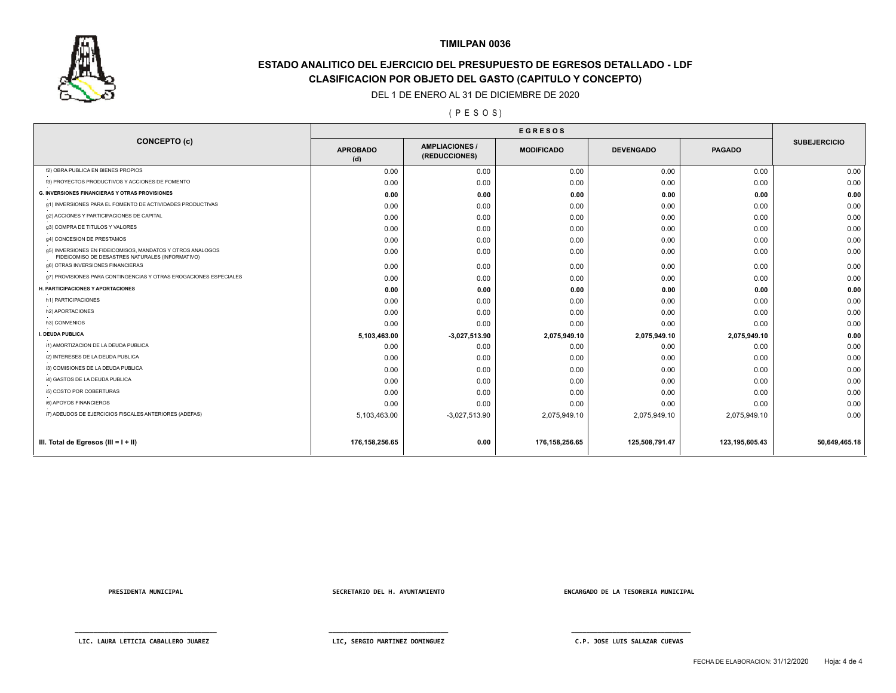# TIMILPAN 0036

## ESTADO ANALITICO DEL EJERCICIO DEL PRESUPUESTO DE EGRESOS DETALLADO - LDF
## CLASIFICACION POR OBJETO DEL GASTO (CAPITULO Y CONCEPTO)

DEL 1 DE ENERO AL 31 DE DICIEMBRE DE 2020

( P E S O S )

| CONCEPTO (c) | EGRESOS | | | | | SUBEJERCICIO |
|---|---|---|---|---|---|---|
| | APROBADO (d) | AMPLIACIONES / (REDUCCIONES) | MODIFICADO | DEVENGADO | PAGADO | |
| f2) OBRA PUBLICA EN BIENES PROPIOS | 0.00 | 0.00 | 0.00 | 0.00 | 0.00 | 0.00 |
| f3) PROYECTOS PRODUCTIVOS Y ACCIONES DE FOMENTO | 0.00 | 0.00 | 0.00 | 0.00 | 0.00 | 0.00 |
| **G. INVERSIONES FINANCIERAS Y OTRAS PROVISIONES** | **0.00** | **0.00** | **0.00** | **0.00** | **0.00** | **0.00** |
| g1) INVERSIONES PARA EL FOMENTO DE ACTIVIDADES PRODUCTIVAS | 0.00 | 0.00 | 0.00 | 0.00 | 0.00 | 0.00 |
| g2) ACCIONES Y PARTICIPACIONES DE CAPITAL | 0.00 | 0.00 | 0.00 | 0.00 | 0.00 | 0.00 |
| g3) COMPRA DE TITULOS Y VALORES | 0.00 | 0.00 | 0.00 | 0.00 | 0.00 | 0.00 |
| g4) CONCESION DE PRESTAMOS | 0.00 | 0.00 | 0.00 | 0.00 | 0.00 | 0.00 |
| g5) INVERSIONES EN FIDEICOMISOS, MANDATOS Y OTROS ANALOGOS FIDEICOMISO DE DESASTRES NATURALES (INFORMATIVO) | 0.00 | 0.00 | 0.00 | 0.00 | 0.00 | 0.00 |
| g6) OTRAS INVERSIONES FINANCIERAS | 0.00 | 0.00 | 0.00 | 0.00 | 0.00 | 0.00 |
| g7) PROVISIONES PARA CONTINGENCIAS Y OTRAS EROGACIONES ESPECIALES | 0.00 | 0.00 | 0.00 | 0.00 | 0.00 | 0.00 |
| **H. PARTICIPACIONES Y APORTACIONES** | **0.00** | **0.00** | **0.00** | **0.00** | **0.00** | **0.00** |
| h1) PARTICIPACIONES | 0.00 | 0.00 | 0.00 | 0.00 | 0.00 | 0.00 |
| h2) APORTACIONES | 0.00 | 0.00 | 0.00 | 0.00 | 0.00 | 0.00 |
| h3) CONVENIOS | 0.00 | 0.00 | 0.00 | 0.00 | 0.00 | 0.00 |
| **I. DEUDA PUBLICA** | **5,103,463.00** | **-3,027,513.90** | **2,075,949.10** | **2,075,949.10** | **2,075,949.10** | **0.00** |
| i1) AMORTIZACION DE LA DEUDA PUBLICA | 0.00 | 0.00 | 0.00 | 0.00 | 0.00 | 0.00 |
| i2) INTERESES DE LA DEUDA PUBLICA | 0.00 | 0.00 | 0.00 | 0.00 | 0.00 | 0.00 |
| i3) COMISIONES DE LA DEUDA PUBLICA | 0.00 | 0.00 | 0.00 | 0.00 | 0.00 | 0.00 |
| i4) GASTOS DE LA DEUDA PUBLICA | 0.00 | 0.00 | 0.00 | 0.00 | 0.00 | 0.00 |
| i5) COSTO POR COBERTURAS | 0.00 | 0.00 | 0.00 | 0.00 | 0.00 | 0.00 |
| i6) APOYOS FINANCIEROS | 0.00 | 0.00 | 0.00 | 0.00 | 0.00 | 0.00 |
| i7) ADEUDOS DE EJERCICIOS FISCALES ANTERIORES (ADEFAS) | 5,103,463.00 | -3,027,513.90 | 2,075,949.10 | 2,075,949.10 | 2,075,949.10 | 0.00 |
| **III. Total de Egresos (III = I + II)** | **176,158,256.65** | **0.00** | **176,158,256.65** | **125,508,791.47** | **123,195,605.43** | **50,649,465.18** |

| PRESIDENTA MUNICIPAL | SECRETARIO DEL H. AYUNTAMIENTO | ENCARGADO DE LA TESORERIA MUNICIPAL |
|---|---|---|
| LIC. LAURA LETICIA CABALLERO JUAREZ | LIC, SERGIO MARTINEZ DOMINGUEZ | C.P. JOSE LUIS SALAZAR CUEVAS |

FECHA DE ELABORACION: 31/12/2020